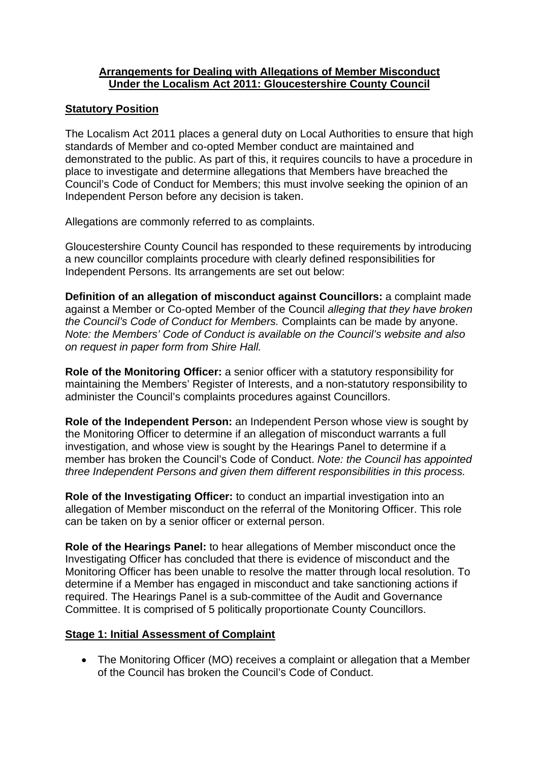# Arrangements for Dealing with Allegations of Member Misconduct Under the Localism Act 2011: Gloucestershire County Council

## Statutory Position

The Localism Act 2011 places a general duty on Local Authorities to ensure that high standards of Member and co-opted Member conduct are maintained and demonstrated to the public. As part of this, it requires councils to have a procedure in place to investigate and determine allegations that Members have breached the Council's Code of Conduct for Members; this must involve seeking the opinion of an Independent Person before any decision is taken.

Allegations are commonly referred to as complaints.

Gloucestershire County Council has responded to these requirements by introducing a new councillor complaints procedure with clearly defined responsibilities for Independent Persons. Its arrangements are set out below:

**Definition of an allegation of misconduct against Councillors:** a complaint made against a Member or Co-opted Member of the Council *alleging that they have broken the Council's Code of Conduct for Members.* Complaints can be made by anyone. *Note: the Members' Code of Conduct is available on the Council's website and also on request in paper form from Shire Hall.*

**Role of the Monitoring Officer:** a senior officer with a statutory responsibility for maintaining the Members' Register of Interests, and a non-statutory responsibility to administer the Council's complaints procedures against Councillors.

**Role of the Independent Person:** an Independent Person whose view is sought by the Monitoring Officer to determine if an allegation of misconduct warrants a full investigation, and whose view is sought by the Hearings Panel to determine if a member has broken the Council's Code of Conduct. *Note: the Council has appointed three Independent Persons and given them different responsibilities in this process.*

**Role of the Investigating Officer:** to conduct an impartial investigation into an allegation of Member misconduct on the referral of the Monitoring Officer. This role can be taken on by a senior officer or external person.

**Role of the Hearings Panel:** to hear allegations of Member misconduct once the Investigating Officer has concluded that there is evidence of misconduct and the Monitoring Officer has been unable to resolve the matter through local resolution. To determine if a Member has engaged in misconduct and take sanctioning actions if required. The Hearings Panel is a sub-committee of the Audit and Governance Committee. It is comprised of 5 politically proportionate County Councillors.

## Stage 1: Initial Assessment of Complaint

- The Monitoring Officer (MO) receives a complaint or allegation that a Member of the Council has broken the Council's Code of Conduct.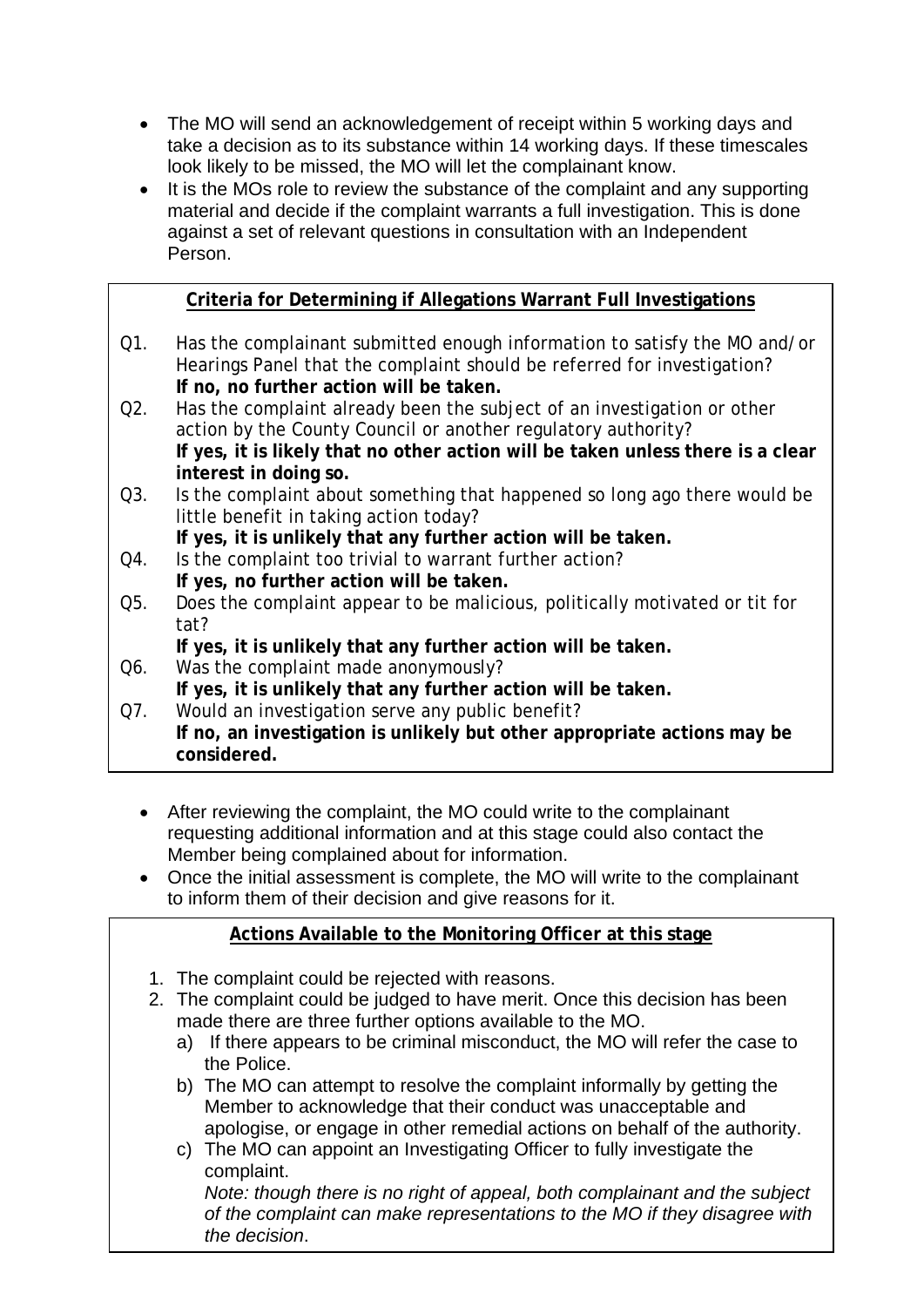- The MO will send an acknowledgement of receipt within 5 working days and take a decision as to its substance within 14 working days. If these timescales look likely to be missed, the MO will let the complainant know.
- It is the MOs role to review the substance of the complaint and any supporting material and decide if the complaint warrants a full investigation. This is done against a set of relevant questions in consultation with an Independent Person.

**Criteria for Determining if Allegations Warrant Full Investigations**

Q1. Has the complainant submitted enough information to satisfy the MO and/or Hearings Panel that the complaint should be referred for investigation?
**If no, no further action will be taken.**

Q2. Has the complaint already been the subject of an investigation or other action by the County Council or another regulatory authority?
**If yes, it is likely that no other action will be taken unless there is a clear interest in doing so.**

Q3. Is the complaint about something that happened so long ago there would be little benefit in taking action today?
**If yes, it is unlikely that any further action will be taken.**

Q4. Is the complaint too trivial to warrant further action?
**If yes, no further action will be taken.**

Q5. Does the complaint appear to be malicious, politically motivated or tit for tat?
**If yes, it is unlikely that any further action will be taken.**

Q6. Was the complaint made anonymously?
**If yes, it is unlikely that any further action will be taken.**

Q7. Would an investigation serve any public benefit?
**If no, an investigation is unlikely but other appropriate actions may be considered.**

- After reviewing the complaint, the MO could write to the complainant requesting additional information and at this stage could also contact the Member being complained about for information.
- Once the initial assessment is complete, the MO will write to the complainant to inform them of their decision and give reasons for it.

**Actions Available to the Monitoring Officer at this stage**

1. The complaint could be rejected with reasons.
2. The complaint could be judged to have merit. Once this decision has been made there are three further options available to the MO.
   a) If there appears to be criminal misconduct, the MO will refer the case to the Police.
   b) The MO can attempt to resolve the complaint informally by getting the Member to acknowledge that their conduct was unacceptable and apologise, or engage in other remedial actions on behalf of the authority.
   c) The MO can appoint an Investigating Officer to fully investigate the complaint.
   *Note: though there is no right of appeal, both complainant and the subject of the complaint can make representations to the MO if they disagree with the decision*.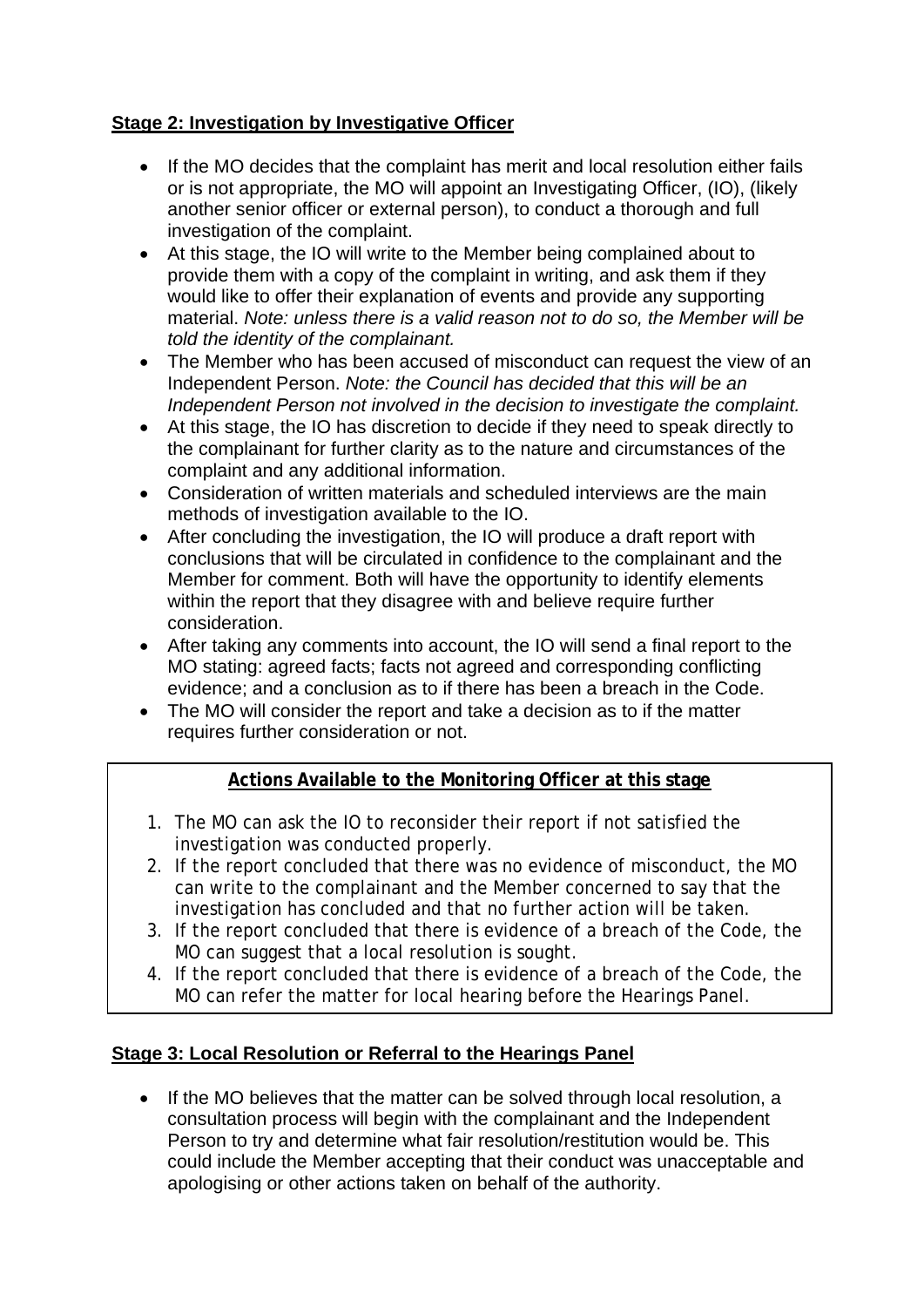**Stage 2: Investigation by Investigative Officer**

- If the MO decides that the complaint has merit and local resolution either fails or is not appropriate, the MO will appoint an Investigating Officer, (IO), (likely another senior officer or external person), to conduct a thorough and full investigation of the complaint.
- At this stage, the IO will write to the Member being complained about to provide them with a copy of the complaint in writing, and ask them if they would like to offer their explanation of events and provide any supporting material. *Note: unless there is a valid reason not to do so, the Member will be told the identity of the complainant.*
- The Member who has been accused of misconduct can request the view of an Independent Person. *Note: the Council has decided that this will be an Independent Person not involved in the decision to investigate the complaint.*
- At this stage, the IO has discretion to decide if they need to speak directly to the complainant for further clarity as to the nature and circumstances of the complaint and any additional information.
- Consideration of written materials and scheduled interviews are the main methods of investigation available to the IO.
- After concluding the investigation, the IO will produce a draft report with conclusions that will be circulated in confidence to the complainant and the Member for comment. Both will have the opportunity to identify elements within the report that they disagree with and believe require further consideration.
- After taking any comments into account, the IO will send a final report to the MO stating: agreed facts; facts not agreed and corresponding conflicting evidence; and a conclusion as to if there has been a breach in the Code.
- The MO will consider the report and take a decision as to if the matter requires further consideration or not.

**Actions Available to the Monitoring Officer at this stage**

1. The MO can ask the IO to reconsider their report if not satisfied the investigation was conducted properly.
2. If the report concluded that there was no evidence of misconduct, the MO can write to the complainant and the Member concerned to say that the investigation has concluded and that no further action will be taken.
3. If the report concluded that there is evidence of a breach of the Code, the MO can suggest that a local resolution is sought.
4. If the report concluded that there is evidence of a breach of the Code, the MO can refer the matter for local hearing before the Hearings Panel.

**Stage 3: Local Resolution or Referral to the Hearings Panel**

- If the MO believes that the matter can be solved through local resolution, a consultation process will begin with the complainant and the Independent Person to try and determine what fair resolution/restitution would be. This could include the Member accepting that their conduct was unacceptable and apologising or other actions taken on behalf of the authority.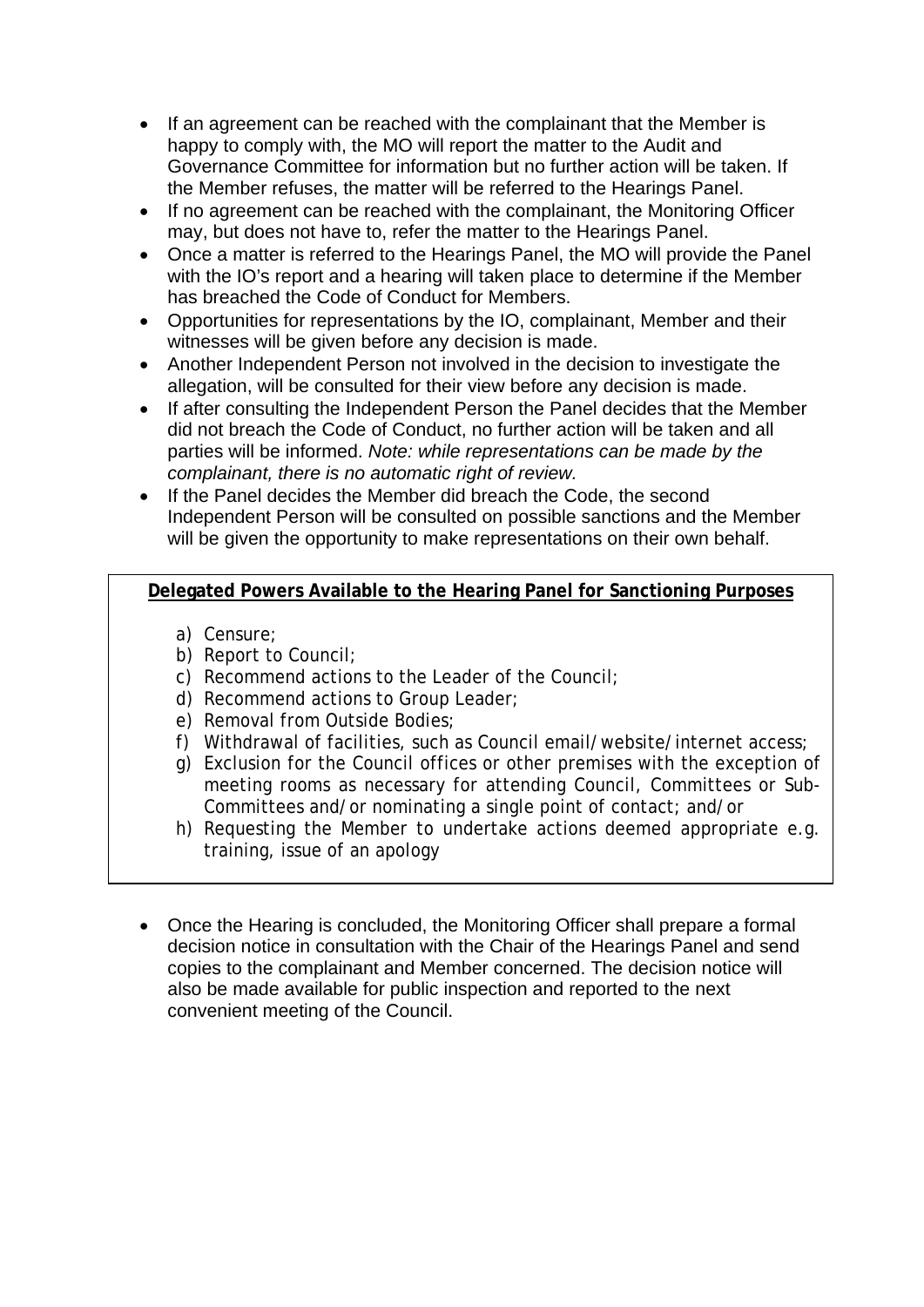- If an agreement can be reached with the complainant that the Member is happy to comply with, the MO will report the matter to the Audit and Governance Committee for information but no further action will be taken. If the Member refuses, the matter will be referred to the Hearings Panel.
- If no agreement can be reached with the complainant, the Monitoring Officer may, but does not have to, refer the matter to the Hearings Panel.
- Once a matter is referred to the Hearings Panel, the MO will provide the Panel with the IO's report and a hearing will taken place to determine if the Member has breached the Code of Conduct for Members.
- Opportunities for representations by the IO, complainant, Member and their witnesses will be given before any decision is made.
- Another Independent Person not involved in the decision to investigate the allegation, will be consulted for their view before any decision is made.
- If after consulting the Independent Person the Panel decides that the Member did not breach the Code of Conduct, no further action will be taken and all parties will be informed. *Note: while representations can be made by the complainant, there is no automatic right of review.*
- If the Panel decides the Member did breach the Code, the second Independent Person will be consulted on possible sanctions and the Member will be given the opportunity to make representations on their own behalf.

**Delegated Powers Available to the Hearing Panel for Sanctioning Purposes**

a) Censure;
b) Report to Council;
c) Recommend actions to the Leader of the Council;
d) Recommend actions to Group Leader;
e) Removal from Outside Bodies;
f) Withdrawal of facilities, such as Council email/website/internet access;
g) Exclusion for the Council offices or other premises with the exception of meeting rooms as necessary for attending Council, Committees or Sub-Committees and/or nominating a single point of contact; and/or
h) Requesting the Member to undertake actions deemed appropriate e.g. training, issue of an apology

- Once the Hearing is concluded, the Monitoring Officer shall prepare a formal decision notice in consultation with the Chair of the Hearings Panel and send copies to the complainant and Member concerned. The decision notice will also be made available for public inspection and reported to the next convenient meeting of the Council.